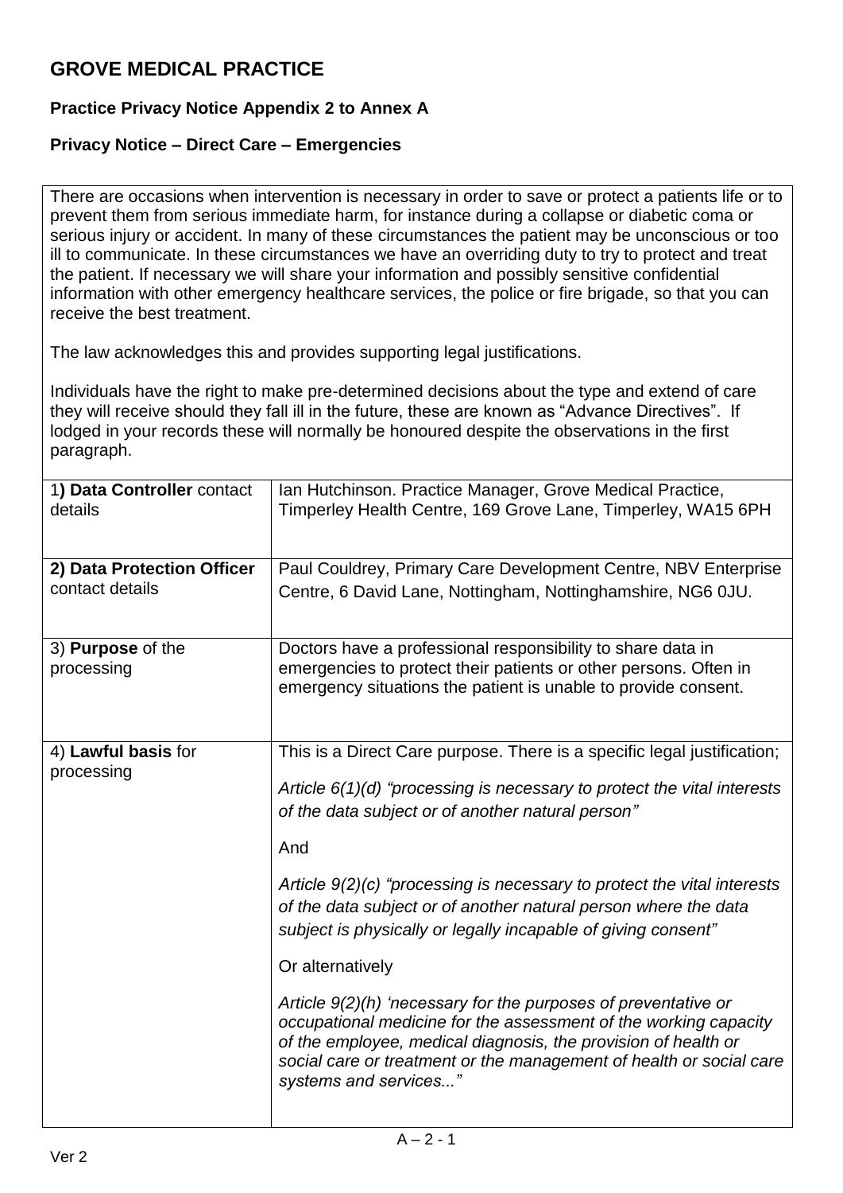# GROVE MEDICAL PRACTICE

### Practice Privacy Notice Appendix 2 to Annex A

### Privacy Notice – Direct Care – Emergencies

There are occasions when intervention is necessary in order to save or protect a patients life or to prevent them from serious immediate harm, for instance during a collapse or diabetic coma or serious injury or accident. In many of these circumstances the patient may be unconscious or too ill to communicate. In these circumstances we have an overriding duty to try to protect and treat the patient. If necessary we will share your information and possibly sensitive confidential information with other emergency healthcare services, the police or fire brigade, so that you can receive the best treatment.

The law acknowledges this and provides supporting legal justifications.

Individuals have the right to make pre-determined decisions about the type and extend of care they will receive should they fall ill in the future, these are known as "Advance Directives". If lodged in your records these will normally be honoured despite the observations in the first paragraph.

| | |
|---|---|
| 1**) Data Controller** contact details | Ian Hutchinson. Practice Manager, Grove Medical Practice, Timperley Health Centre, 169 Grove Lane, Timperley, WA15 6PH |
| **2) Data Protection Officer** contact details | Paul Couldrey, Primary Care Development Centre, NBV Enterprise Centre, 6 David Lane, Nottingham, Nottinghamshire, NG6 0JU. |
| 3) **Purpose** of the processing | Doctors have a professional responsibility to share data in emergencies to protect their patients or other persons. Often in emergency situations the patient is unable to provide consent. |
| 4) **Lawful basis** for processing | This is a Direct Care purpose. There is a specific legal justification;<br><br>*Article 6(1)(d) "processing is necessary to protect the vital interests of the data subject or of another natural person"*<br><br>And<br><br>*Article 9(2)(c) "processing is necessary to protect the vital interests of the data subject or of another natural person where the data subject is physically or legally incapable of giving consent"*<br><br>Or alternatively<br><br>*Article 9(2)(h) 'necessary for the purposes of preventative or occupational medicine for the assessment of the working capacity of the employee, medical diagnosis, the provision of health or social care or treatment or the management of health or social care systems and services..."* |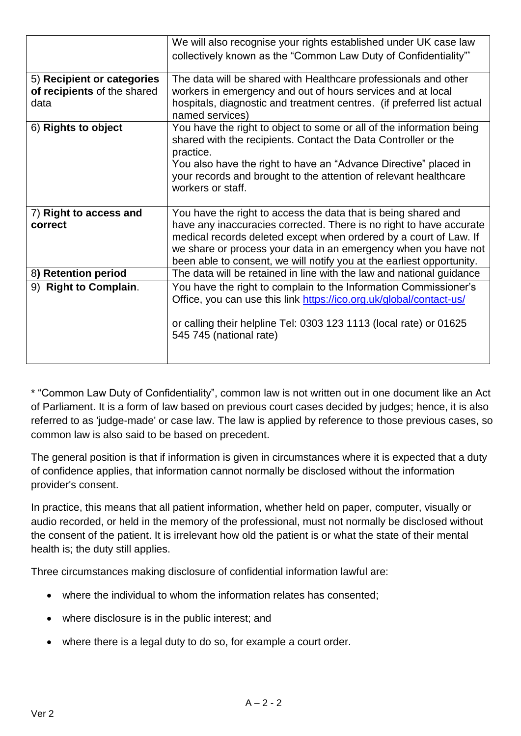|  |  |
|---|---|
|  | We will also recognise your rights established under UK case law collectively known as the "Common Law Duty of Confidentiality"* |
| 5) **Recipient or categories of recipients** of the shared data | The data will be shared with Healthcare professionals and other workers in emergency and out of hours services and at local hospitals, diagnostic and treatment centres. (if preferred list actual named services) |
| 6) **Rights to object** | You have the right to object to some or all of the information being shared with the recipients. Contact the Data Controller or the practice.<br>You also have the right to have an "Advance Directive" placed in your records and brought to the attention of relevant healthcare workers or staff. |
| 7) **Right to access and correct** | You have the right to access the data that is being shared and have any inaccuracies corrected. There is no right to have accurate medical records deleted except when ordered by a court of Law. If we share or process your data in an emergency when you have not been able to consent, we will notify you at the earliest opportunity. |
| 8**) Retention period** | The data will be retained in line with the law and national guidance |
| 9) **Right to Complain**. | You have the right to complain to the Information Commissioner's Office, you can use this link [https://ico.org.uk/global/contact-us/](https://ico.org.uk/global/contact-us/)<br><br>or calling their helpline Tel: 0303 123 1113 (local rate) or 01625 545 745 (national rate) |

* "Common Law Duty of Confidentiality", common law is not written out in one document like an Act of Parliament. It is a form of law based on previous court cases decided by judges; hence, it is also referred to as 'judge-made' or case law. The law is applied by reference to those previous cases, so common law is also said to be based on precedent.

The general position is that if information is given in circumstances where it is expected that a duty of confidence applies, that information cannot normally be disclosed without the information provider's consent.

In practice, this means that all patient information, whether held on paper, computer, visually or audio recorded, or held in the memory of the professional, must not normally be disclosed without the consent of the patient. It is irrelevant how old the patient is or what the state of their mental health is; the duty still applies.

Three circumstances making disclosure of confidential information lawful are:

- where the individual to whom the information relates has consented;
- where disclosure is in the public interest; and
- where there is a legal duty to do so, for example a court order.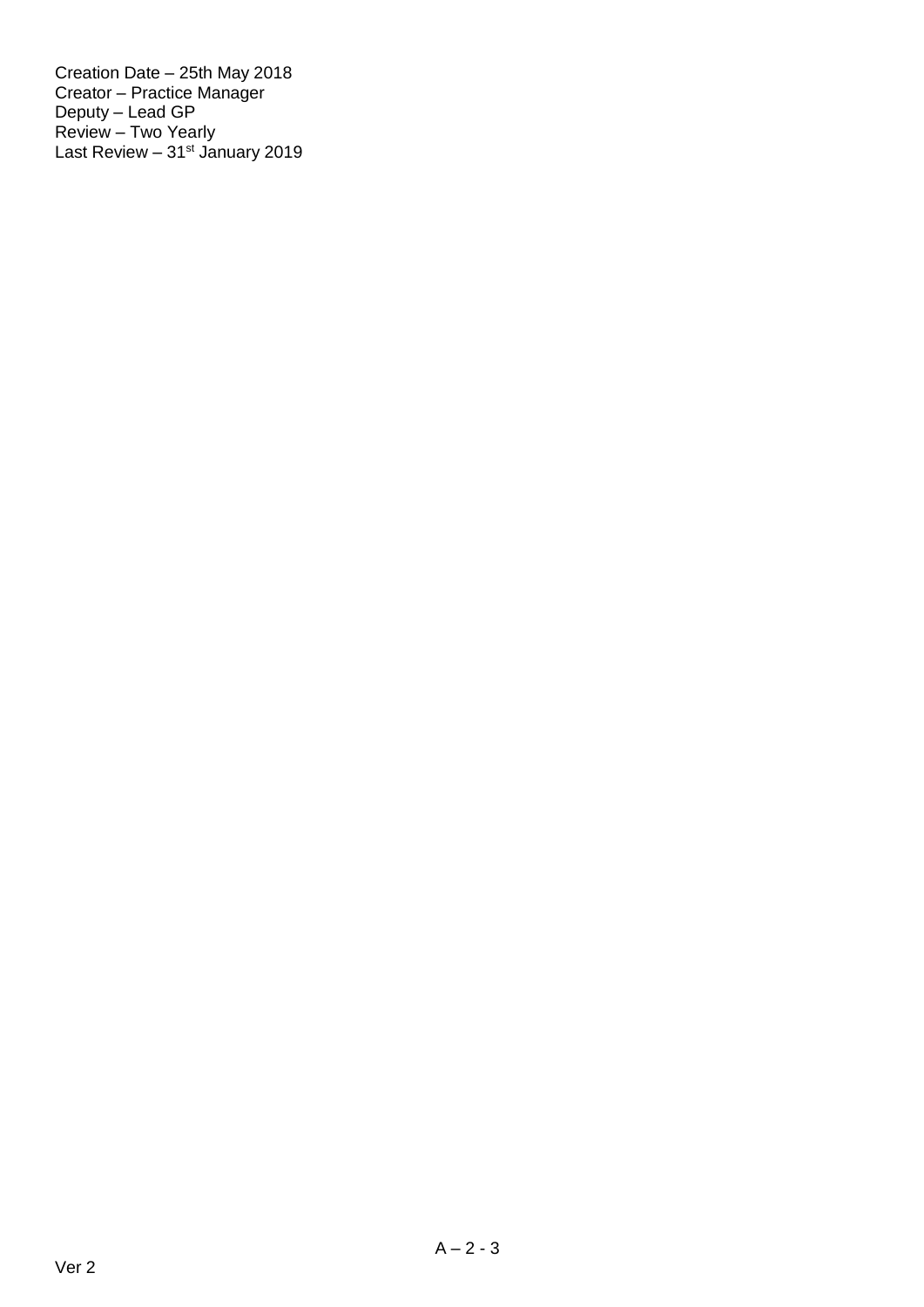Creation Date – 25th May 2018
Creator – Practice Manager
Deputy – Lead GP
Review – Two Yearly
Last Review – 31st January 2019